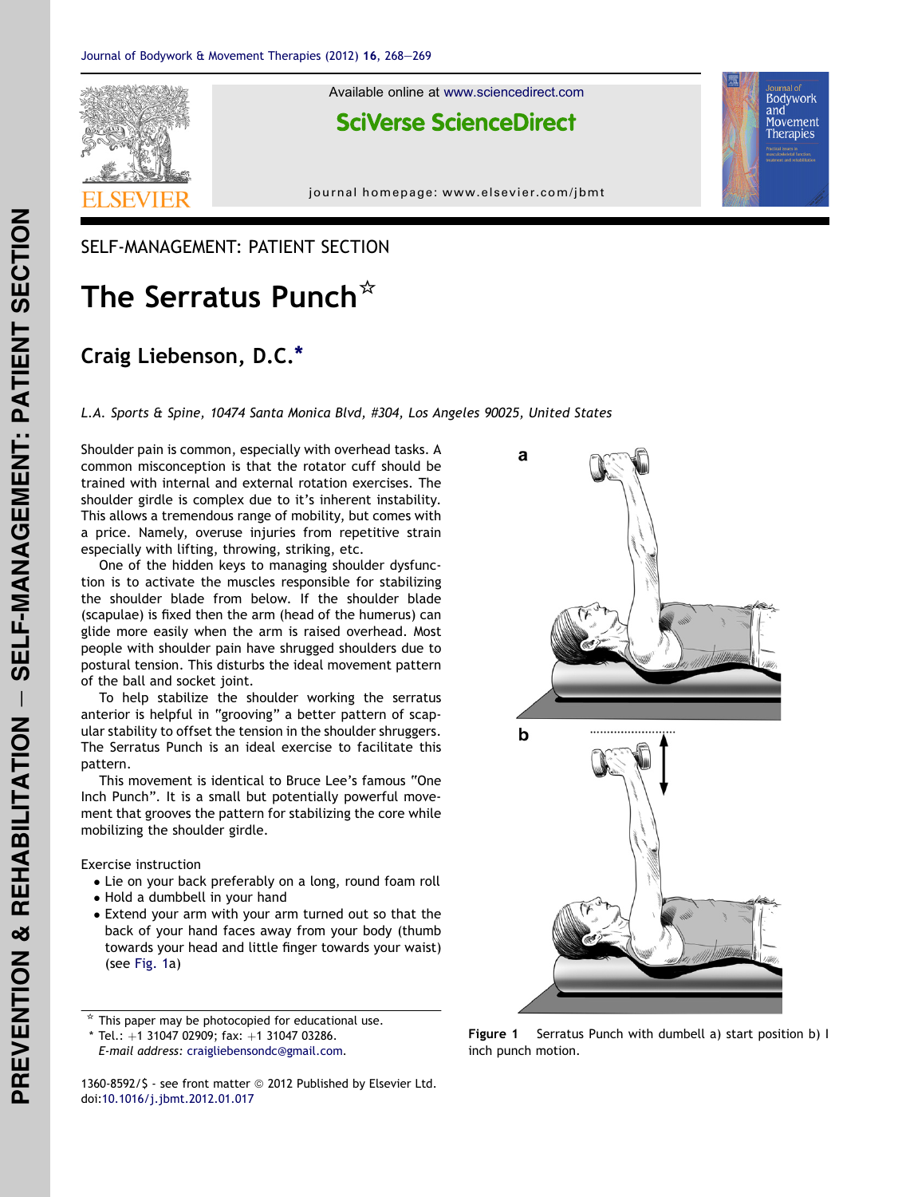SELF-MANAGEMENT: PATIENT SECTION

# The Serratus Punch☆

**Craig Liebenson, D.C.***

*L.A. Sports & Spine, 10474 Santa Monica Blvd, #304, Los Angeles 90025, United States*

Shoulder pain is common, especially with overhead tasks. A common misconception is that the rotator cuff should be trained with internal and external rotation exercises. The shoulder girdle is complex due to it's inherent instability. This allows a tremendous range of mobility, but comes with a price. Namely, overuse injuries from repetitive strain especially with lifting, throwing, striking, etc.

One of the hidden keys to managing shoulder dysfunction is to activate the muscles responsible for stabilizing the shoulder blade from below. If the shoulder blade (scapulae) is fixed then the arm (head of the humerus) can glide more easily when the arm is raised overhead. Most people with shoulder pain have shrugged shoulders due to postural tension. This disturbs the ideal movement pattern of the ball and socket joint.

To help stabilize the shoulder working the serratus anterior is helpful in "grooving" a better pattern of scapular stability to offset the tension in the shoulder shruggers. The Serratus Punch is an ideal exercise to facilitate this pattern.

This movement is identical to Bruce Lee's famous "One Inch Punch". It is a small but potentially powerful movement that grooves the pattern for stabilizing the core while mobilizing the shoulder girdle.

Exercise instruction

- Lie on your back preferably on a long, round foam roll
- Hold a dumbbell in your hand
- Extend your arm with your arm turned out so that the back of your hand faces away from your body (thumb towards your head and little finger towards your waist) (see Fig. 1a)

**Figure 1** Serratus Punch with dumbell a) start position b) I inch punch motion.

☆ This paper may be photocopied for educational use.

\* Tel.: +1 31047 02909; fax: +1 31047 03286.
*E-mail address:* craigliebensondc@gmail.com.

1360-8592/$ - see front matter © 2012 Published by Elsevier Ltd.
doi:10.1016/j.jbmt.2012.01.017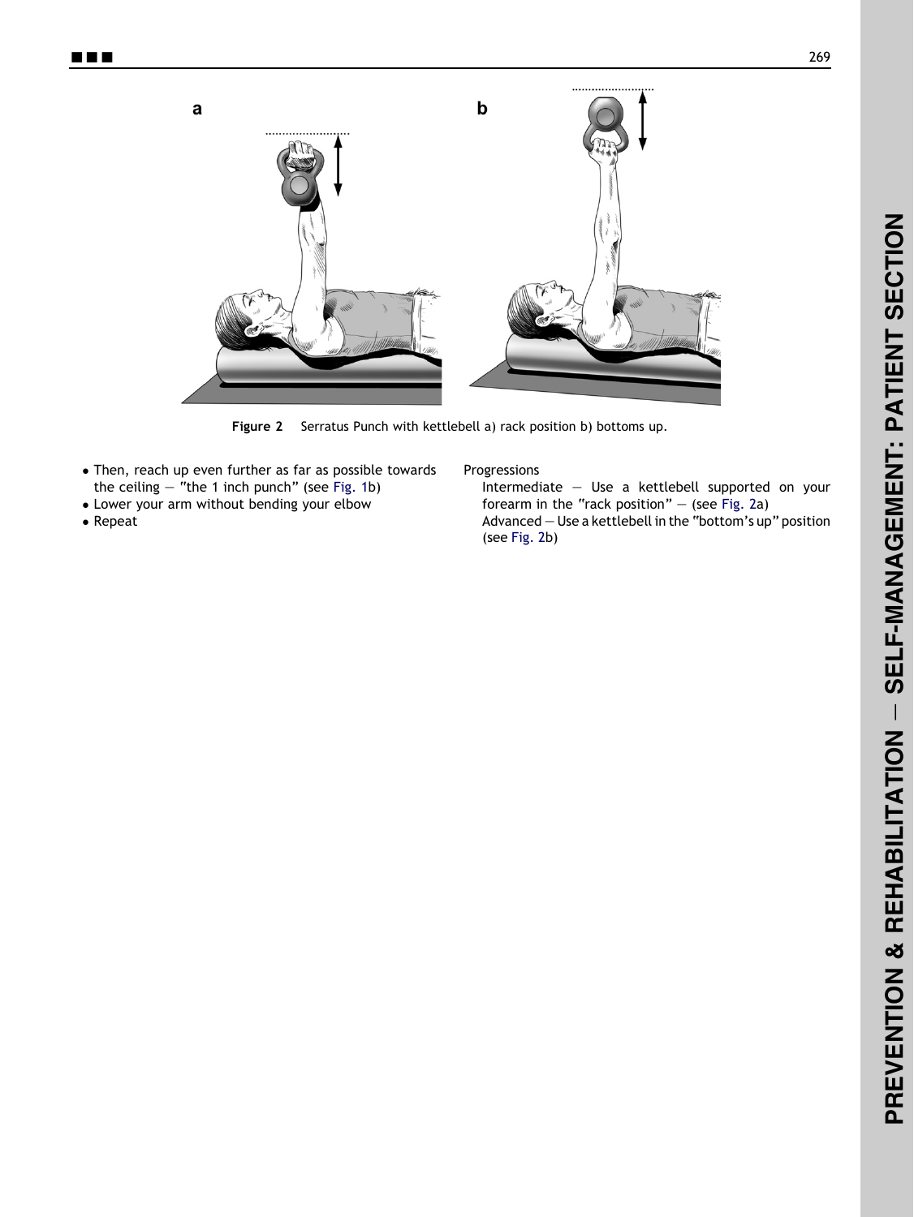Figure 2 Serratus Punch with kettlebell a) rack position b) bottoms up.

- Then, reach up even further as far as possible towards the ceiling — "the 1 inch punch" (see Fig. 1b)
- Lower your arm without bending your elbow
- Repeat

Progressions

Intermediate — Use a kettlebell supported on your forearm in the "rack position" — (see Fig. 2a)

Advanced — Use a kettlebell in the "bottom's up" position (see Fig. 2b)